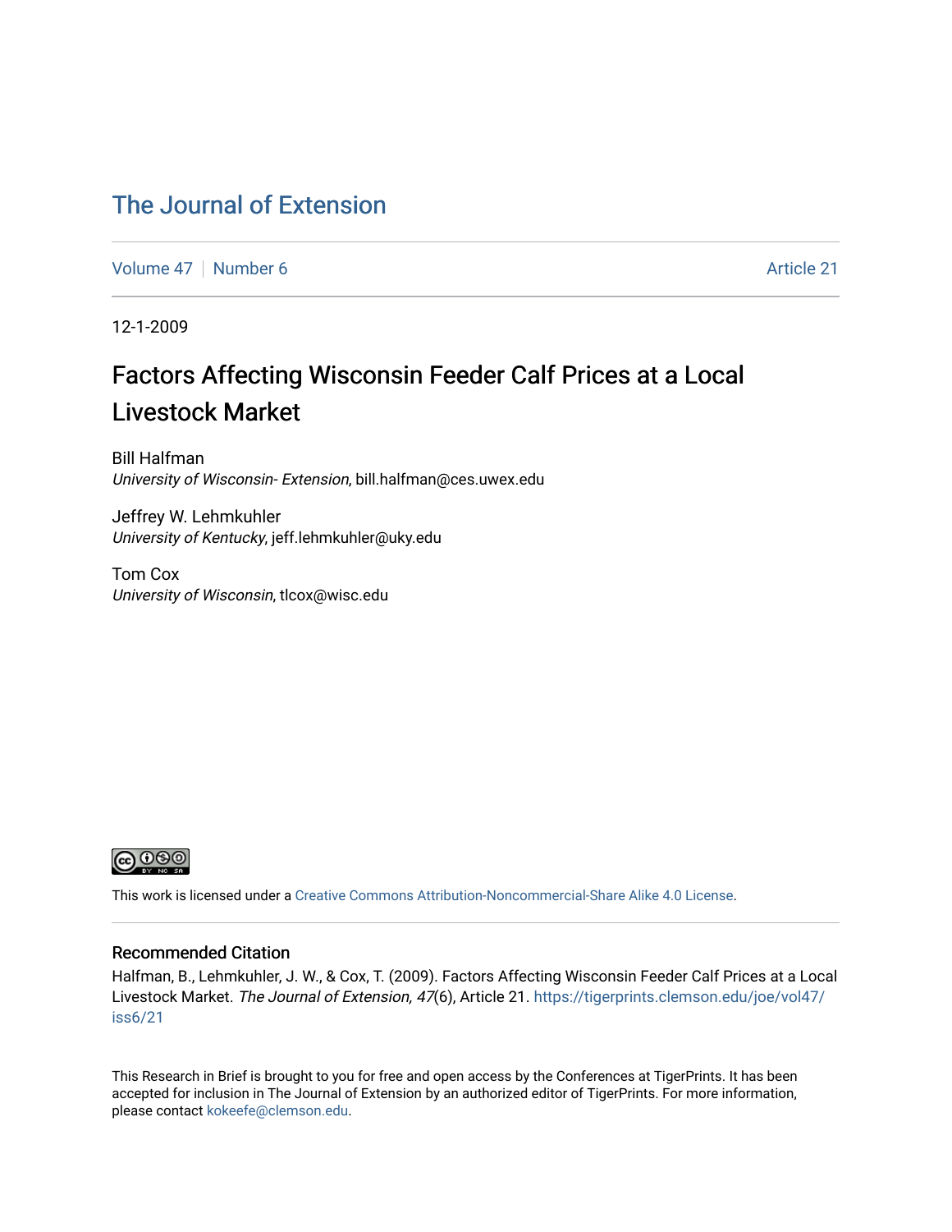# The Journal of Extension

Volume 47 | Number 6 | Article 21

12-1-2009

## Factors Affecting Wisconsin Feeder Calf Prices at a Local Livestock Market

Bill Halfman
*University of Wisconsin- Extension*, bill.halfman@ces.uwex.edu

Jeffrey W. Lehmkuhler
*University of Kentucky*, jeff.lehmkuhler@uky.edu

Tom Cox
*University of Wisconsin*, tlcox@wisc.edu

This work is licensed under a Creative Commons Attribution-Noncommercial-Share Alike 4.0 License.

### Recommended Citation

Halfman, B., Lehmkuhler, J. W., & Cox, T. (2009). Factors Affecting Wisconsin Feeder Calf Prices at a Local Livestock Market. *The Journal of Extension, 47*(6), Article 21. https://tigerprints.clemson.edu/joe/vol47/iss6/21

This Research in Brief is brought to you for free and open access by the Conferences at TigerPrints. It has been accepted for inclusion in The Journal of Extension by an authorized editor of TigerPrints. For more information, please contact kokeefe@clemson.edu.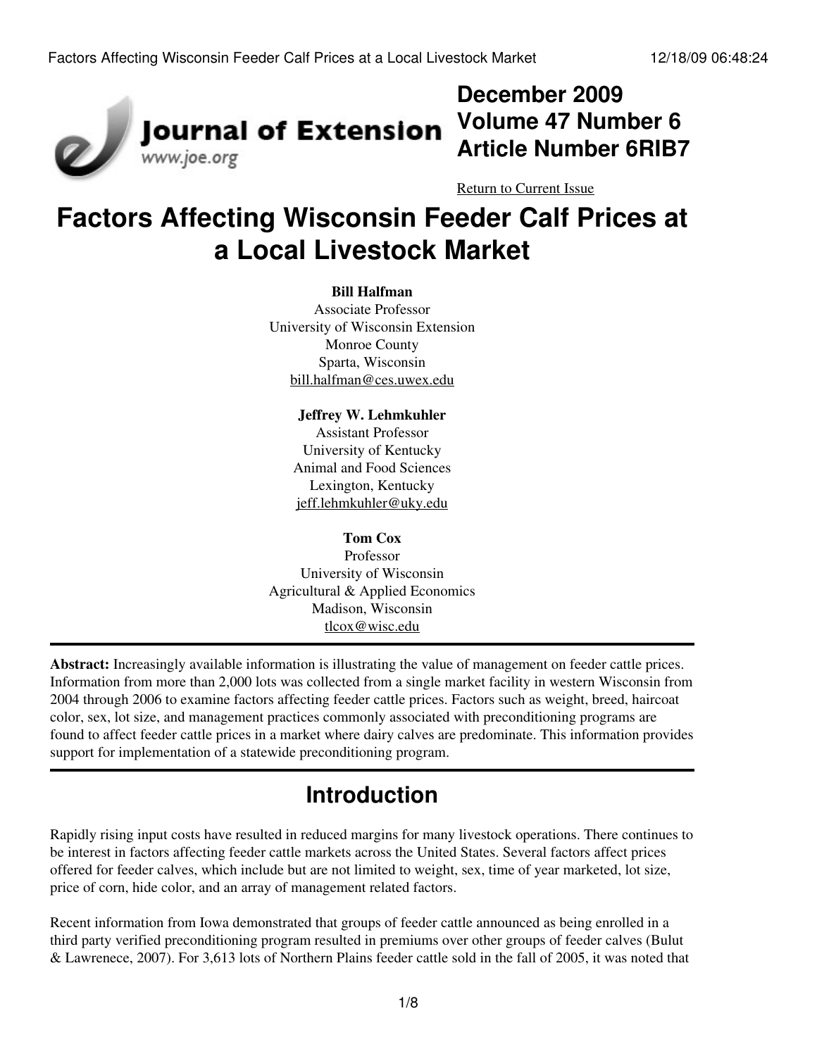December 2009
Volume 47 Number 6
Article Number 6RIB7

Return to Current Issue

# Factors Affecting Wisconsin Feeder Calf Prices at a Local Livestock Market

**Bill Halfman**
Associate Professor
University of Wisconsin Extension
Monroe County
Sparta, Wisconsin
bill.halfman@ces.uwex.edu

**Jeffrey W. Lehmkuhler**
Assistant Professor
University of Kentucky
Animal and Food Sciences
Lexington, Kentucky
jeff.lehmkuhler@uky.edu

**Tom Cox**
Professor
University of Wisconsin
Agricultural & Applied Economics
Madison, Wisconsin
tlcox@wisc.edu

---

**Abstract:** Increasingly available information is illustrating the value of management on feeder cattle prices. Information from more than 2,000 lots was collected from a single market facility in western Wisconsin from 2004 through 2006 to examine factors affecting feeder cattle prices. Factors such as weight, breed, haircoat color, sex, lot size, and management practices commonly associated with preconditioning programs are found to affect feeder cattle prices in a market where dairy calves are predominate. This information provides support for implementation of a statewide preconditioning program.

---

## Introduction

Rapidly rising input costs have resulted in reduced margins for many livestock operations. There continues to be interest in factors affecting feeder cattle markets across the United States. Several factors affect prices offered for feeder calves, which include but are not limited to weight, sex, time of year marketed, lot size, price of corn, hide color, and an array of management related factors.

Recent information from Iowa demonstrated that groups of feeder cattle announced as being enrolled in a third party verified preconditioning program resulted in premiums over other groups of feeder calves (Bulut & Lawrenece, 2007). For 3,613 lots of Northern Plains feeder cattle sold in the fall of 2005, it was noted that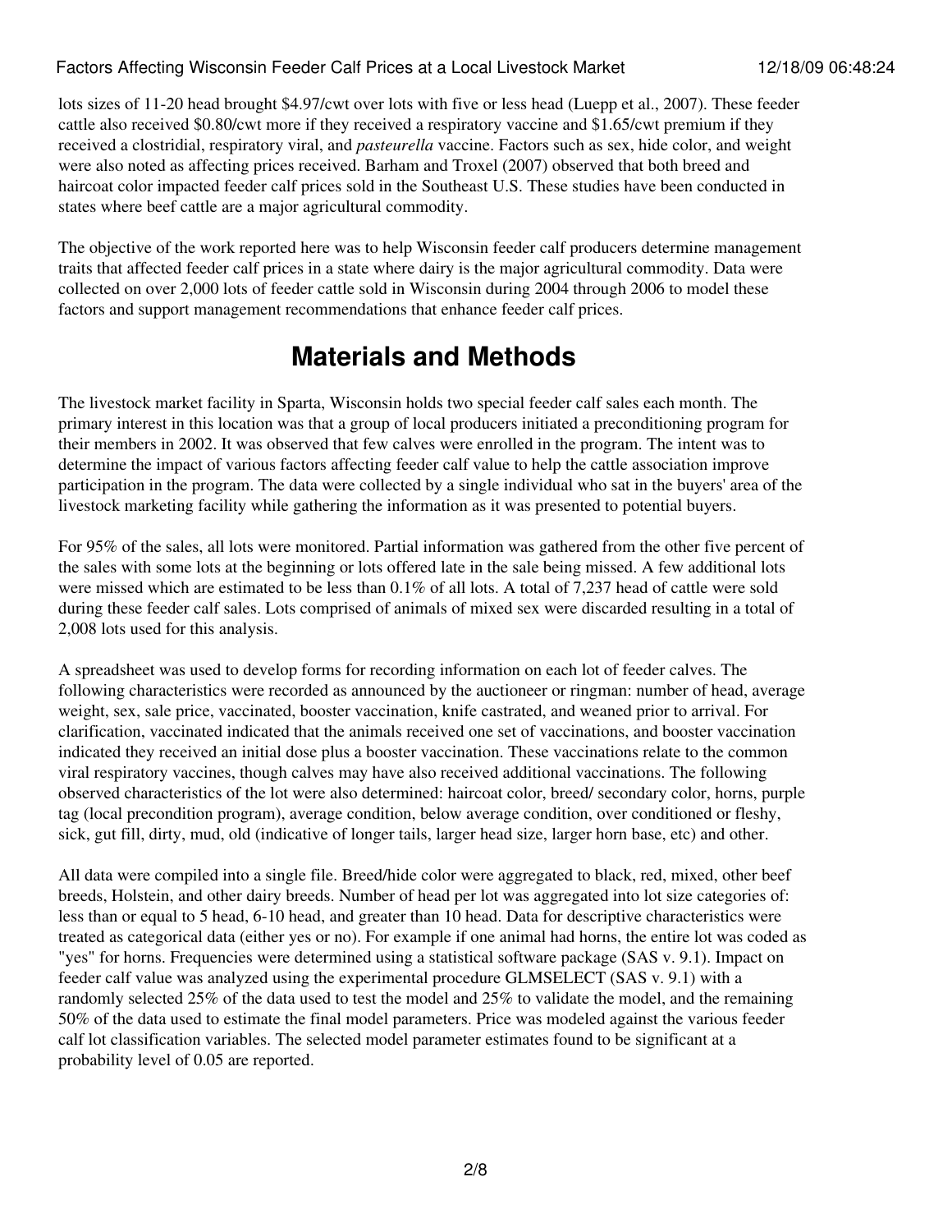lots sizes of 11-20 head brought $4.97/cwt over lots with five or less head (Luepp et al., 2007). These feeder cattle also received $0.80/cwt more if they received a respiratory vaccine and $1.65/cwt premium if they received a clostridial, respiratory viral, and *pasteurella* vaccine. Factors such as sex, hide color, and weight were also noted as affecting prices received. Barham and Troxel (2007) observed that both breed and haircoat color impacted feeder calf prices sold in the Southeast U.S. These studies have been conducted in states where beef cattle are a major agricultural commodity.

The objective of the work reported here was to help Wisconsin feeder calf producers determine management traits that affected feeder calf prices in a state where dairy is the major agricultural commodity. Data were collected on over 2,000 lots of feeder cattle sold in Wisconsin during 2004 through 2006 to model these factors and support management recommendations that enhance feeder calf prices.

# Materials and Methods

The livestock market facility in Sparta, Wisconsin holds two special feeder calf sales each month. The primary interest in this location was that a group of local producers initiated a preconditioning program for their members in 2002. It was observed that few calves were enrolled in the program. The intent was to determine the impact of various factors affecting feeder calf value to help the cattle association improve participation in the program. The data were collected by a single individual who sat in the buyers' area of the livestock marketing facility while gathering the information as it was presented to potential buyers.

For 95% of the sales, all lots were monitored. Partial information was gathered from the other five percent of the sales with some lots at the beginning or lots offered late in the sale being missed. A few additional lots were missed which are estimated to be less than 0.1% of all lots. A total of 7,237 head of cattle were sold during these feeder calf sales. Lots comprised of animals of mixed sex were discarded resulting in a total of 2,008 lots used for this analysis.

A spreadsheet was used to develop forms for recording information on each lot of feeder calves. The following characteristics were recorded as announced by the auctioneer or ringman: number of head, average weight, sex, sale price, vaccinated, booster vaccination, knife castrated, and weaned prior to arrival. For clarification, vaccinated indicated that the animals received one set of vaccinations, and booster vaccination indicated they received an initial dose plus a booster vaccination. These vaccinations relate to the common viral respiratory vaccines, though calves may have also received additional vaccinations. The following observed characteristics of the lot were also determined: haircoat color, breed/ secondary color, horns, purple tag (local precondition program), average condition, below average condition, over conditioned or fleshy, sick, gut fill, dirty, mud, old (indicative of longer tails, larger head size, larger horn base, etc) and other.

All data were compiled into a single file. Breed/hide color were aggregated to black, red, mixed, other beef breeds, Holstein, and other dairy breeds. Number of head per lot was aggregated into lot size categories of: less than or equal to 5 head, 6-10 head, and greater than 10 head. Data for descriptive characteristics were treated as categorical data (either yes or no). For example if one animal had horns, the entire lot was coded as "yes" for horns. Frequencies were determined using a statistical software package (SAS v. 9.1). Impact on feeder calf value was analyzed using the experimental procedure GLMSELECT (SAS v. 9.1) with a randomly selected 25% of the data used to test the model and 25% to validate the model, and the remaining 50% of the data used to estimate the final model parameters. Price was modeled against the various feeder calf lot classification variables. The selected model parameter estimates found to be significant at a probability level of 0.05 are reported.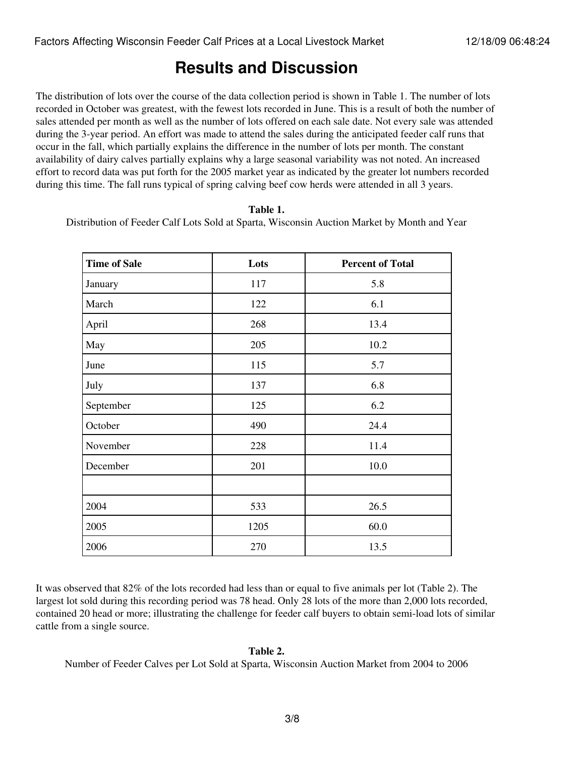# Results and Discussion

The distribution of lots over the course of the data collection period is shown in Table 1. The number of lots recorded in October was greatest, with the fewest lots recorded in June. This is a result of both the number of sales attended per month as well as the number of lots offered on each sale date. Not every sale was attended during the 3-year period. An effort was made to attend the sales during the anticipated feeder calf runs that occur in the fall, which partially explains the difference in the number of lots per month. The constant availability of dairy calves partially explains why a large seasonal variability was not noted. An increased effort to record data was put forth for the 2005 market year as indicated by the greater lot numbers recorded during this time. The fall runs typical of spring calving beef cow herds were attended in all 3 years.

**Table 1.**
Distribution of Feeder Calf Lots Sold at Sparta, Wisconsin Auction Market by Month and Year

| Time of Sale | Lots | Percent of Total |
|---|---|---|
| January | 117 | 5.8 |
| March | 122 | 6.1 |
| April | 268 | 13.4 |
| May | 205 | 10.2 |
| June | 115 | 5.7 |
| July | 137 | 6.8 |
| September | 125 | 6.2 |
| October | 490 | 24.4 |
| November | 228 | 11.4 |
| December | 201 | 10.0 |
| | | |
| 2004 | 533 | 26.5 |
| 2005 | 1205 | 60.0 |
| 2006 | 270 | 13.5 |

It was observed that 82% of the lots recorded had less than or equal to five animals per lot (Table 2). The largest lot sold during this recording period was 78 head. Only 28 lots of the more than 2,000 lots recorded, contained 20 head or more; illustrating the challenge for feeder calf buyers to obtain semi-load lots of similar cattle from a single source.

**Table 2.**
Number of Feeder Calves per Lot Sold at Sparta, Wisconsin Auction Market from 2004 to 2006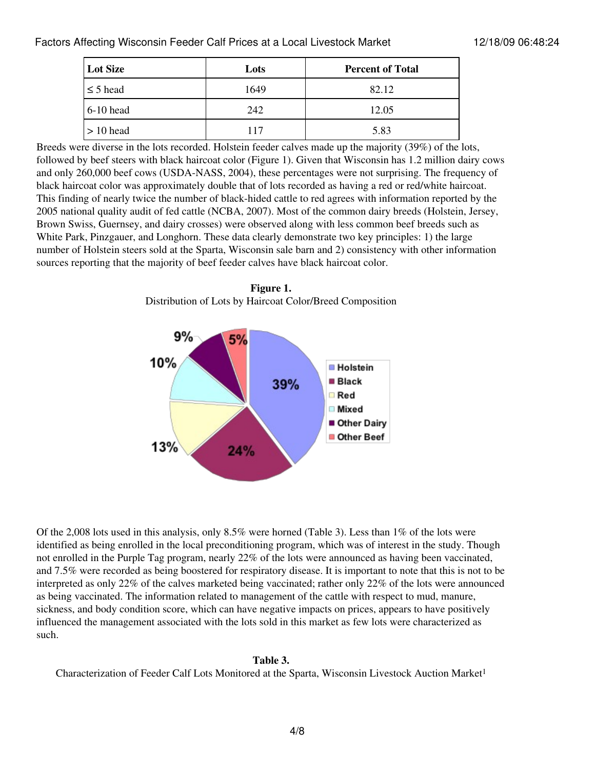| Lot Size | Lots | Percent of Total |
| --- | --- | --- |
| ≤ 5 head | 1649 | 82.12 |
| 6-10 head | 242 | 12.05 |
| > 10 head | 117 | 5.83 |

Breeds were diverse in the lots recorded. Holstein feeder calves made up the majority (39%) of the lots, followed by beef steers with black haircoat color (Figure 1). Given that Wisconsin has 1.2 million dairy cows and only 260,000 beef cows (USDA-NASS, 2004), these percentages were not surprising. The frequency of black haircoat color was approximately double that of lots recorded as having a red or red/white haircoat. This finding of nearly twice the number of black-hided cattle to red agrees with information reported by the 2005 national quality audit of fed cattle (NCBA, 2007). Most of the common dairy breeds (Holstein, Jersey, Brown Swiss, Guernsey, and dairy crosses) were observed along with less common beef breeds such as White Park, Pinzgauer, and Longhorn. These data clearly demonstrate two key principles: 1) the large number of Holstein steers sold at the Sparta, Wisconsin sale barn and 2) consistency with other information sources reporting that the majority of beef feeder calves have black haircoat color.

**Figure 1.**
Distribution of Lots by Haircoat Color/Breed Composition

Of the 2,008 lots used in this analysis, only 8.5% were horned (Table 3). Less than 1% of the lots were identified as being enrolled in the local preconditioning program, which was of interest in the study. Though not enrolled in the Purple Tag program, nearly 22% of the lots were announced as having been vaccinated, and 7.5% were recorded as being boostered for respiratory disease. It is important to note that this is not to be interpreted as only 22% of the calves marketed being vaccinated; rather only 22% of the lots were announced as being vaccinated. The information related to management of the cattle with respect to mud, manure, sickness, and body condition score, which can have negative impacts on prices, appears to have positively influenced the management associated with the lots sold in this market as few lots were characterized as such.

**Table 3.**
Characterization of Feeder Calf Lots Monitored at the Sparta, Wisconsin Livestock Auction Market[1]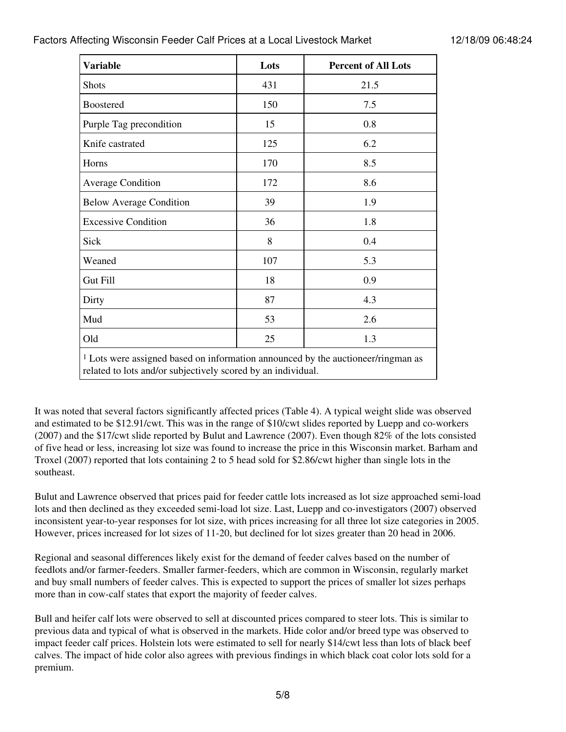| Variable | Lots | Percent of All Lots |
|---|---|---|
| Shots | 431 | 21.5 |
| Boostered | 150 | 7.5 |
| Purple Tag precondition | 15 | 0.8 |
| Knife castrated | 125 | 6.2 |
| Horns | 170 | 8.5 |
| Average Condition | 172 | 8.6 |
| Below Average Condition | 39 | 1.9 |
| Excessive Condition | 36 | 1.8 |
| Sick | 8 | 0.4 |
| Weaned | 107 | 5.3 |
| Gut Fill | 18 | 0.9 |
| Dirty | 87 | 4.3 |
| Mud | 53 | 2.6 |
| Old | 25 | 1.3 |

[1] Lots were assigned based on information announced by the auctioneer/ringman as related to lots and/or subjectively scored by an individual.

It was noted that several factors significantly affected prices (Table 4). A typical weight slide was observed and estimated to be $12.91/cwt. This was in the range of $10/cwt slides reported by Luepp and co-workers (2007) and the $17/cwt slide reported by Bulut and Lawrence (2007). Even though 82% of the lots consisted of five head or less, increasing lot size was found to increase the price in this Wisconsin market. Barham and Troxel (2007) reported that lots containing 2 to 5 head sold for $2.86/cwt higher than single lots in the southeast.

Bulut and Lawrence observed that prices paid for feeder cattle lots increased as lot size approached semi-load lots and then declined as they exceeded semi-load lot size. Last, Luepp and co-investigators (2007) observed inconsistent year-to-year responses for lot size, with prices increasing for all three lot size categories in 2005. However, prices increased for lot sizes of 11-20, but declined for lot sizes greater than 20 head in 2006.

Regional and seasonal differences likely exist for the demand of feeder calves based on the number of feedlots and/or farmer-feeders. Smaller farmer-feeders, which are common in Wisconsin, regularly market and buy small numbers of feeder calves. This is expected to support the prices of smaller lot sizes perhaps more than in cow-calf states that export the majority of feeder calves.

Bull and heifer calf lots were observed to sell at discounted prices compared to steer lots. This is similar to previous data and typical of what is observed in the markets. Hide color and/or breed type was observed to impact feeder calf prices. Holstein lots were estimated to sell for nearly $14/cwt less than lots of black beef calves. The impact of hide color also agrees with previous findings in which black coat color lots sold for a premium.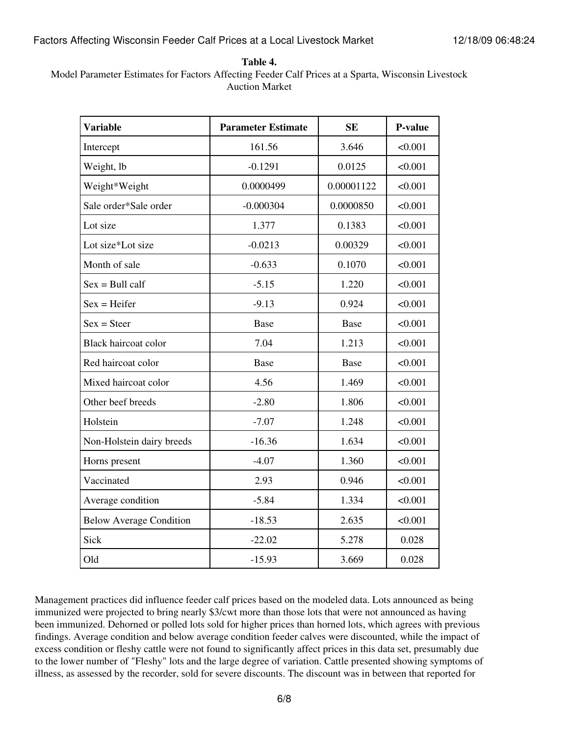**Table 4.**
Model Parameter Estimates for Factors Affecting Feeder Calf Prices at a Sparta, Wisconsin Livestock Auction Market

| Variable | Parameter Estimate | SE | P-value |
|---|---|---|---|
| Intercept | 161.56 | 3.646 | <0.001 |
| Weight, lb | -0.1291 | 0.0125 | <0.001 |
| Weight*Weight | 0.0000499 | 0.00001122 | <0.001 |
| Sale order*Sale order | -0.000304 | 0.0000850 | <0.001 |
| Lot size | 1.377 | 0.1383 | <0.001 |
| Lot size*Lot size | -0.0213 | 0.00329 | <0.001 |
| Month of sale | -0.633 | 0.1070 | <0.001 |
| Sex = Bull calf | -5.15 | 1.220 | <0.001 |
| Sex = Heifer | -9.13 | 0.924 | <0.001 |
| Sex = Steer | Base | Base | <0.001 |
| Black haircoat color | 7.04 | 1.213 | <0.001 |
| Red haircoat color | Base | Base | <0.001 |
| Mixed haircoat color | 4.56 | 1.469 | <0.001 |
| Other beef breeds | -2.80 | 1.806 | <0.001 |
| Holstein | -7.07 | 1.248 | <0.001 |
| Non-Holstein dairy breeds | -16.36 | 1.634 | <0.001 |
| Horns present | -4.07 | 1.360 | <0.001 |
| Vaccinated | 2.93 | 0.946 | <0.001 |
| Average condition | -5.84 | 1.334 | <0.001 |
| Below Average Condition | -18.53 | 2.635 | <0.001 |
| Sick | -22.02 | 5.278 | 0.028 |
| Old | -15.93 | 3.669 | 0.028 |

Management practices did influence feeder calf prices based on the modeled data. Lots announced as being immunized were projected to bring nearly $3/cwt more than those lots that were not announced as having been immunized. Dehorned or polled lots sold for higher prices than horned lots, which agrees with previous findings. Average condition and below average condition feeder calves were discounted, while the impact of excess condition or fleshy cattle were not found to significantly affect prices in this data set, presumably due to the lower number of "Fleshy" lots and the large degree of variation. Cattle presented showing symptoms of illness, as assessed by the recorder, sold for severe discounts. The discount was in between that reported for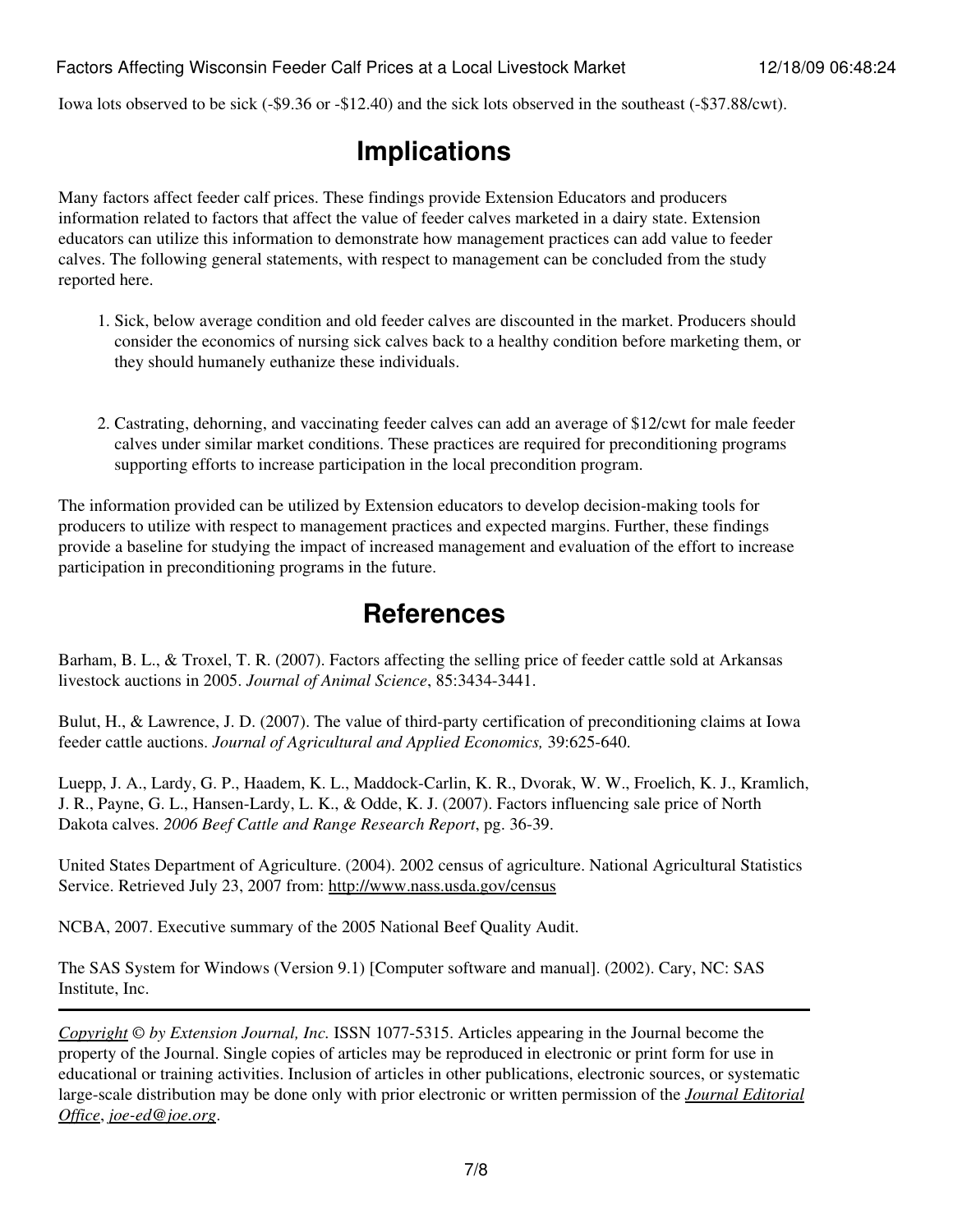Iowa lots observed to be sick (-$9.36 or -$12.40) and the sick lots observed in the southeast (-$37.88/cwt).

## Implications

Many factors affect feeder calf prices. These findings provide Extension Educators and producers information related to factors that affect the value of feeder calves marketed in a dairy state. Extension educators can utilize this information to demonstrate how management practices can add value to feeder calves. The following general statements, with respect to management can be concluded from the study reported here.

1. Sick, below average condition and old feeder calves are discounted in the market. Producers should consider the economics of nursing sick calves back to a healthy condition before marketing them, or they should humanely euthanize these individuals.

2. Castrating, dehorning, and vaccinating feeder calves can add an average of $12/cwt for male feeder calves under similar market conditions. These practices are required for preconditioning programs supporting efforts to increase participation in the local precondition program.

The information provided can be utilized by Extension educators to develop decision-making tools for producers to utilize with respect to management practices and expected margins. Further, these findings provide a baseline for studying the impact of increased management and evaluation of the effort to increase participation in preconditioning programs in the future.

## References

Barham, B. L., & Troxel, T. R. (2007). Factors affecting the selling price of feeder cattle sold at Arkansas livestock auctions in 2005. *Journal of Animal Science*, 85:3434-3441.

Bulut, H., & Lawrence, J. D. (2007). The value of third-party certification of preconditioning claims at Iowa feeder cattle auctions. *Journal of Agricultural and Applied Economics,* 39:625-640.

Luepp, J. A., Lardy, G. P., Haadem, K. L., Maddock-Carlin, K. R., Dvorak, W. W., Froelich, K. J., Kramlich, J. R., Payne, G. L., Hansen-Lardy, L. K., & Odde, K. J. (2007). Factors influencing sale price of North Dakota calves. *2006 Beef Cattle and Range Research Report*, pg. 36-39.

United States Department of Agriculture. (2004). 2002 census of agriculture. National Agricultural Statistics Service. Retrieved July 23, 2007 from: http://www.nass.usda.gov/census

NCBA, 2007. Executive summary of the 2005 National Beef Quality Audit.

The SAS System for Windows (Version 9.1) [Computer software and manual]. (2002). Cary, NC: SAS Institute, Inc.

---

*Copyright* © *by Extension Journal, Inc.* ISSN 1077-5315. Articles appearing in the Journal become the property of the Journal. Single copies of articles may be reproduced in electronic or print form for use in educational or training activities. Inclusion of articles in other publications, electronic sources, or systematic large-scale distribution may be done only with prior electronic or written permission of the *Journal Editorial Office*, *joe-ed@joe.org*.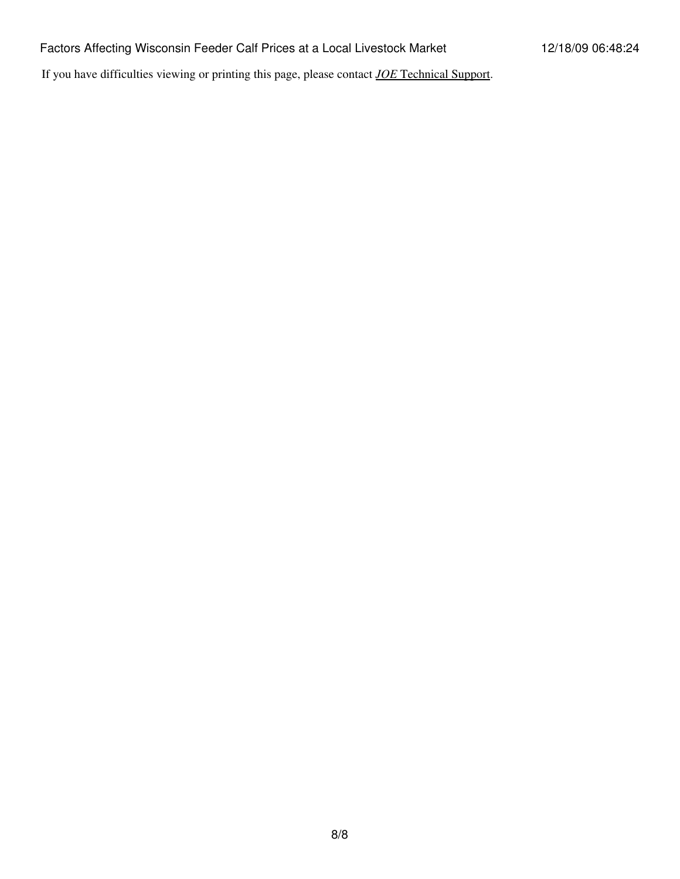If you have difficulties viewing or printing this page, please contact *JOE* Technical Support.